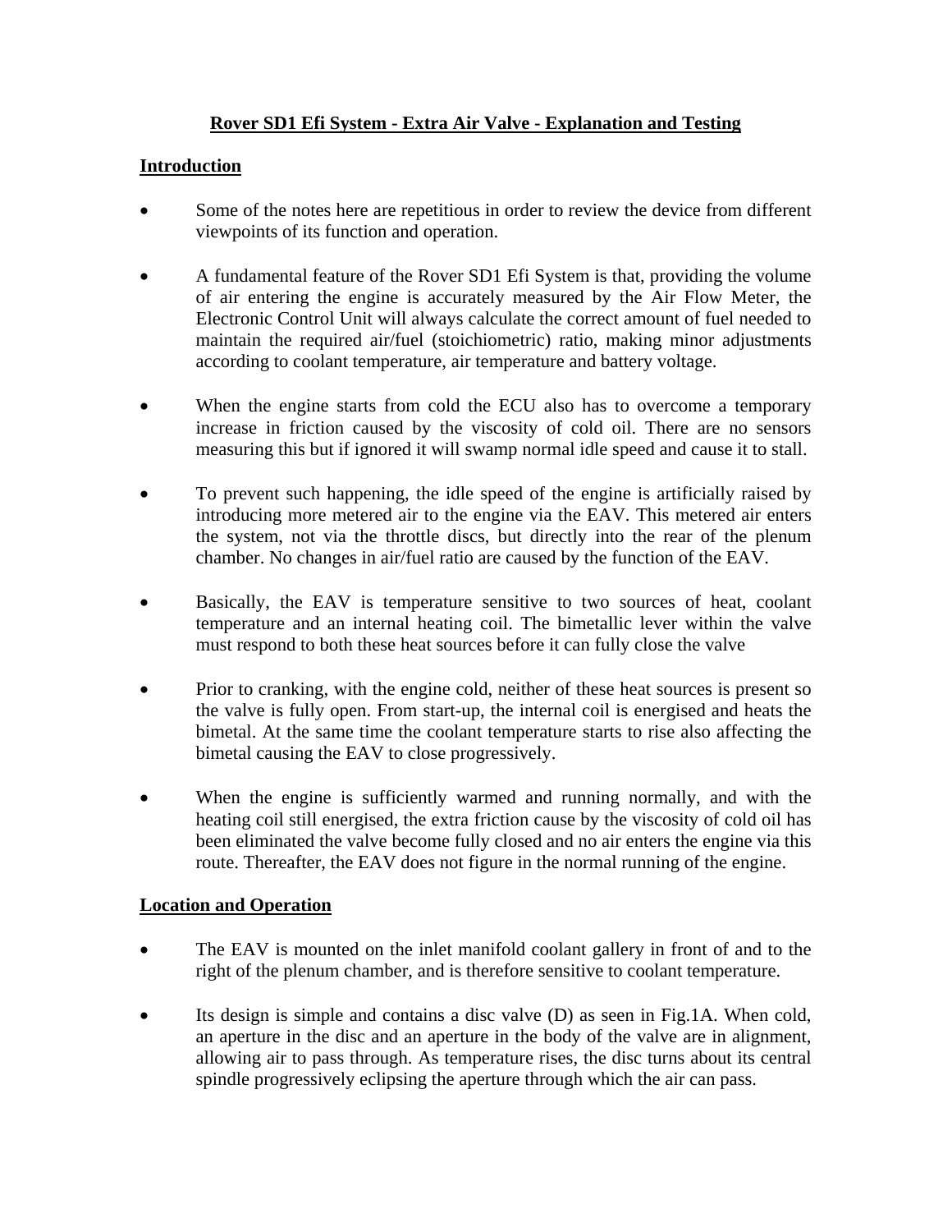# Rover SD1 Efi System - Extra Air Valve - Explanation and Testing

## Introduction

- Some of the notes here are repetitious in order to review the device from different viewpoints of its function and operation.

- A fundamental feature of the Rover SD1 Efi System is that, providing the volume of air entering the engine is accurately measured by the Air Flow Meter, the Electronic Control Unit will always calculate the correct amount of fuel needed to maintain the required air/fuel (stoichiometric) ratio, making minor adjustments according to coolant temperature, air temperature and battery voltage.

- When the engine starts from cold the ECU also has to overcome a temporary increase in friction caused by the viscosity of cold oil. There are no sensors measuring this but if ignored it will swamp normal idle speed and cause it to stall.

- To prevent such happening, the idle speed of the engine is artificially raised by introducing more metered air to the engine via the EAV. This metered air enters the system, not via the throttle discs, but directly into the rear of the plenum chamber. No changes in air/fuel ratio are caused by the function of the EAV.

- Basically, the EAV is temperature sensitive to two sources of heat, coolant temperature and an internal heating coil. The bimetallic lever within the valve must respond to both these heat sources before it can fully close the valve

- Prior to cranking, with the engine cold, neither of these heat sources is present so the valve is fully open. From start-up, the internal coil is energised and heats the bimetal. At the same time the coolant temperature starts to rise also affecting the bimetal causing the EAV to close progressively.

- When the engine is sufficiently warmed and running normally, and with the heating coil still energised, the extra friction cause by the viscosity of cold oil has been eliminated the valve become fully closed and no air enters the engine via this route. Thereafter, the EAV does not figure in the normal running of the engine.

## Location and Operation

- The EAV is mounted on the inlet manifold coolant gallery in front of and to the right of the plenum chamber, and is therefore sensitive to coolant temperature.

- Its design is simple and contains a disc valve (D) as seen in Fig.1A. When cold, an aperture in the disc and an aperture in the body of the valve are in alignment, allowing air to pass through. As temperature rises, the disc turns about its central spindle progressively eclipsing the aperture through which the air can pass.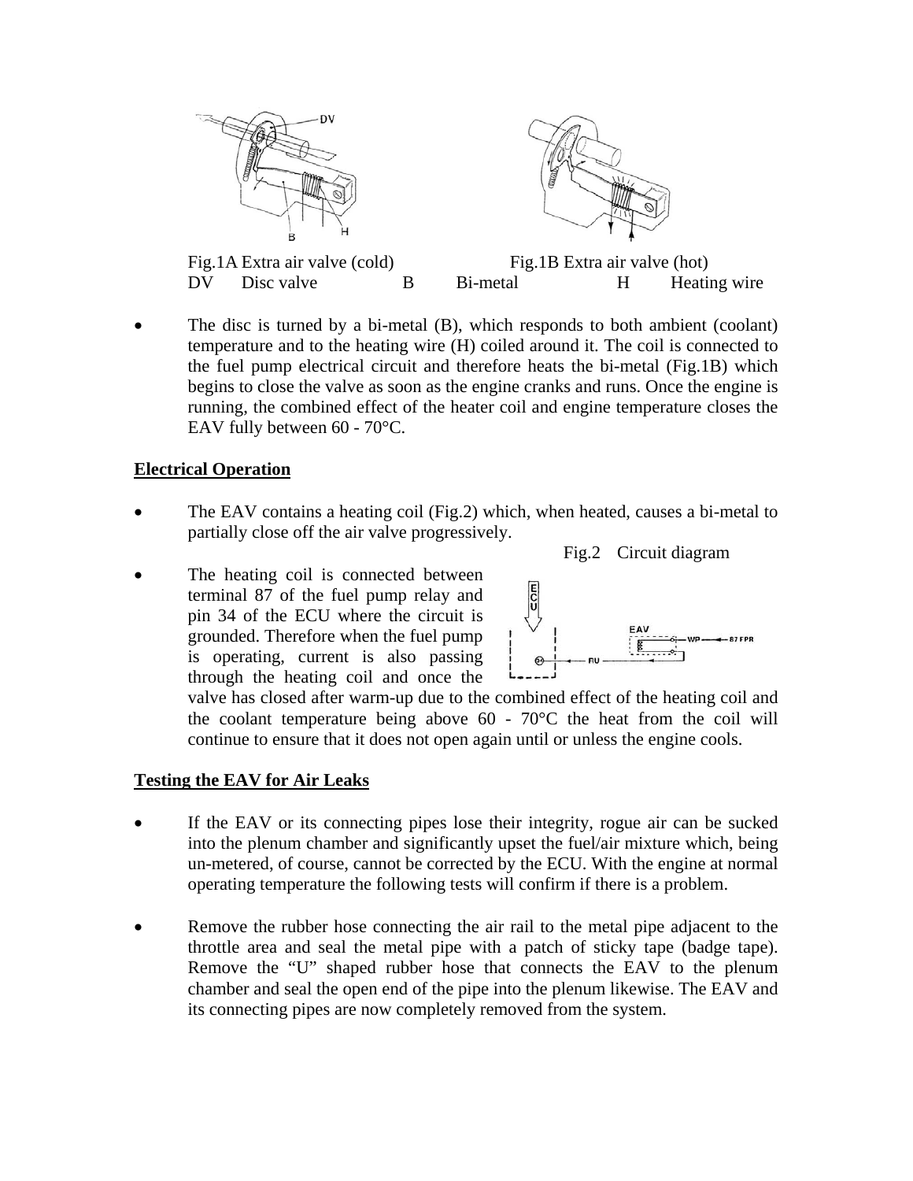Fig.1A Extra air valve (cold) Fig.1B Extra air valve (hot)

DV Disc valve B Bi-metal H Heating wire

- The disc is turned by a bi-metal (B), which responds to both ambient (coolant) temperature and to the heating wire (H) coiled around it. The coil is connected to the fuel pump electrical circuit and therefore heats the bi-metal (Fig.1B) which begins to close the valve as soon as the engine cranks and runs. Once the engine is running, the combined effect of the heater coil and engine temperature closes the EAV fully between 60 - 70°C.

## Electrical Operation

- The EAV contains a heating coil (Fig.2) which, when heated, causes a bi-metal to partially close off the air valve progressively.

Fig.2 Circuit diagram

- The heating coil is connected between terminal 87 of the fuel pump relay and pin 34 of the ECU where the circuit is grounded. Therefore when the fuel pump is operating, current is also passing through the heating coil and once the valve has closed after warm-up due to the combined effect of the heating coil and the coolant temperature being above 60 - 70°C the heat from the coil will continue to ensure that it does not open again until or unless the engine cools.

## Testing the EAV for Air Leaks

- If the EAV or its connecting pipes lose their integrity, rogue air can be sucked into the plenum chamber and significantly upset the fuel/air mixture which, being un-metered, of course, cannot be corrected by the ECU. With the engine at normal operating temperature the following tests will confirm if there is a problem.

- Remove the rubber hose connecting the air rail to the metal pipe adjacent to the throttle area and seal the metal pipe with a patch of sticky tape (badge tape). Remove the "U" shaped rubber hose that connects the EAV to the plenum chamber and seal the open end of the pipe into the plenum likewise. The EAV and its connecting pipes are now completely removed from the system.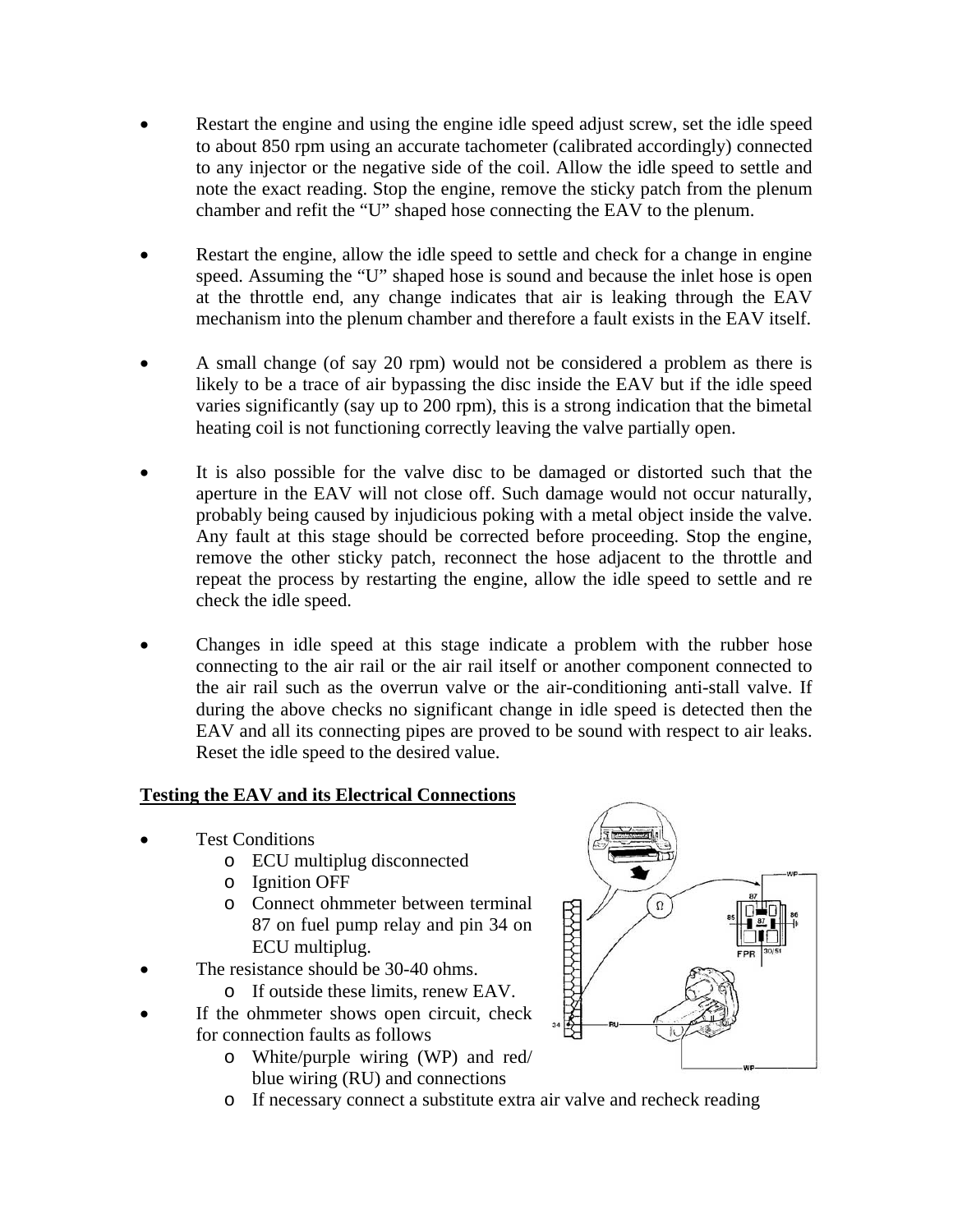- Restart the engine and using the engine idle speed adjust screw, set the idle speed to about 850 rpm using an accurate tachometer (calibrated accordingly) connected to any injector or the negative side of the coil. Allow the idle speed to settle and note the exact reading. Stop the engine, remove the sticky patch from the plenum chamber and refit the "U" shaped hose connecting the EAV to the plenum.

- Restart the engine, allow the idle speed to settle and check for a change in engine speed. Assuming the "U" shaped hose is sound and because the inlet hose is open at the throttle end, any change indicates that air is leaking through the EAV mechanism into the plenum chamber and therefore a fault exists in the EAV itself.

- A small change (of say 20 rpm) would not be considered a problem as there is likely to be a trace of air bypassing the disc inside the EAV but if the idle speed varies significantly (say up to 200 rpm), this is a strong indication that the bimetal heating coil is not functioning correctly leaving the valve partially open.

- It is also possible for the valve disc to be damaged or distorted such that the aperture in the EAV will not close off. Such damage would not occur naturally, probably being caused by injudicious poking with a metal object inside the valve. Any fault at this stage should be corrected before proceeding. Stop the engine, remove the other sticky patch, reconnect the hose adjacent to the throttle and repeat the process by restarting the engine, allow the idle speed to settle and re check the idle speed.

- Changes in idle speed at this stage indicate a problem with the rubber hose connecting to the air rail or the air rail itself or another component connected to the air rail such as the overrun valve or the air-conditioning anti-stall valve. If during the above checks no significant change in idle speed is detected then the EAV and all its connecting pipes are proved to be sound with respect to air leaks. Reset the idle speed to the desired value.

**Testing the EAV and its Electrical Connections**

- Test Conditions
  - ECU multiplug disconnected
  - Ignition OFF
  - Connect ohmmeter between terminal 87 on fuel pump relay and pin 34 on ECU multiplug.
- The resistance should be 30-40 ohms.
  - If outside these limits, renew EAV.
- If the ohmmeter shows open circuit, check for connection faults as follows
  - White/purple wiring (WP) and red/ blue wiring (RU) and connections
  - If necessary connect a substitute extra air valve and recheck reading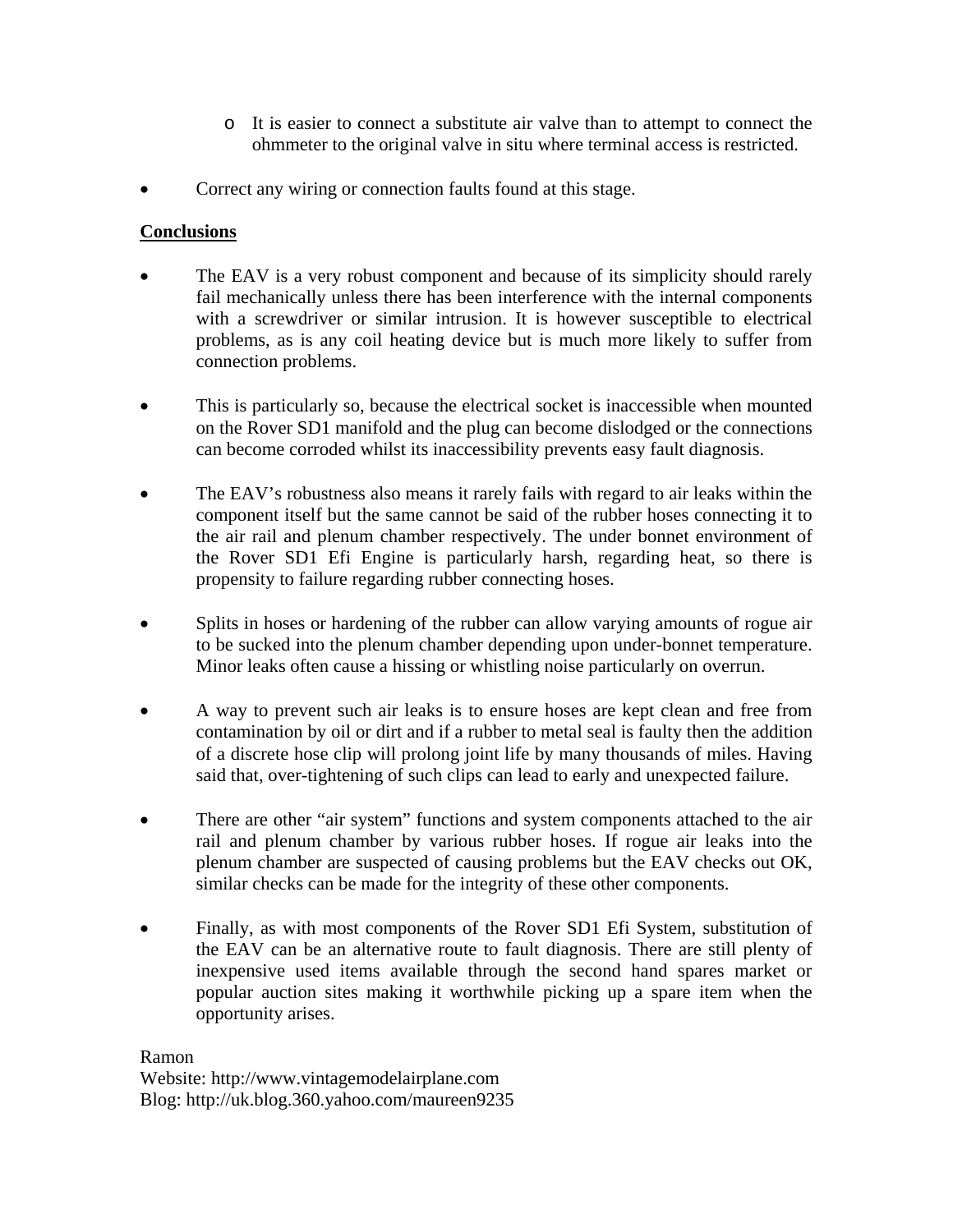- It is easier to connect a substitute air valve than to attempt to connect the ohmmeter to the original valve in situ where terminal access is restricted.

- Correct any wiring or connection faults found at this stage.

**Conclusions**

- The EAV is a very robust component and because of its simplicity should rarely fail mechanically unless there has been interference with the internal components with a screwdriver or similar intrusion. It is however susceptible to electrical problems, as is any coil heating device but is much more likely to suffer from connection problems.

- This is particularly so, because the electrical socket is inaccessible when mounted on the Rover SD1 manifold and the plug can become dislodged or the connections can become corroded whilst its inaccessibility prevents easy fault diagnosis.

- The EAV's robustness also means it rarely fails with regard to air leaks within the component itself but the same cannot be said of the rubber hoses connecting it to the air rail and plenum chamber respectively. The under bonnet environment of the Rover SD1 Efi Engine is particularly harsh, regarding heat, so there is propensity to failure regarding rubber connecting hoses.

- Splits in hoses or hardening of the rubber can allow varying amounts of rogue air to be sucked into the plenum chamber depending upon under-bonnet temperature. Minor leaks often cause a hissing or whistling noise particularly on overrun.

- A way to prevent such air leaks is to ensure hoses are kept clean and free from contamination by oil or dirt and if a rubber to metal seal is faulty then the addition of a discrete hose clip will prolong joint life by many thousands of miles. Having said that, over-tightening of such clips can lead to early and unexpected failure.

- There are other "air system" functions and system components attached to the air rail and plenum chamber by various rubber hoses. If rogue air leaks into the plenum chamber are suspected of causing problems but the EAV checks out OK, similar checks can be made for the integrity of these other components.

- Finally, as with most components of the Rover SD1 Efi System, substitution of the EAV can be an alternative route to fault diagnosis. There are still plenty of inexpensive used items available through the second hand spares market or popular auction sites making it worthwhile picking up a spare item when the opportunity arises.

Ramon
Website: http://www.vintagemodelairplane.com
Blog: http://uk.blog.360.yahoo.com/maureen9235